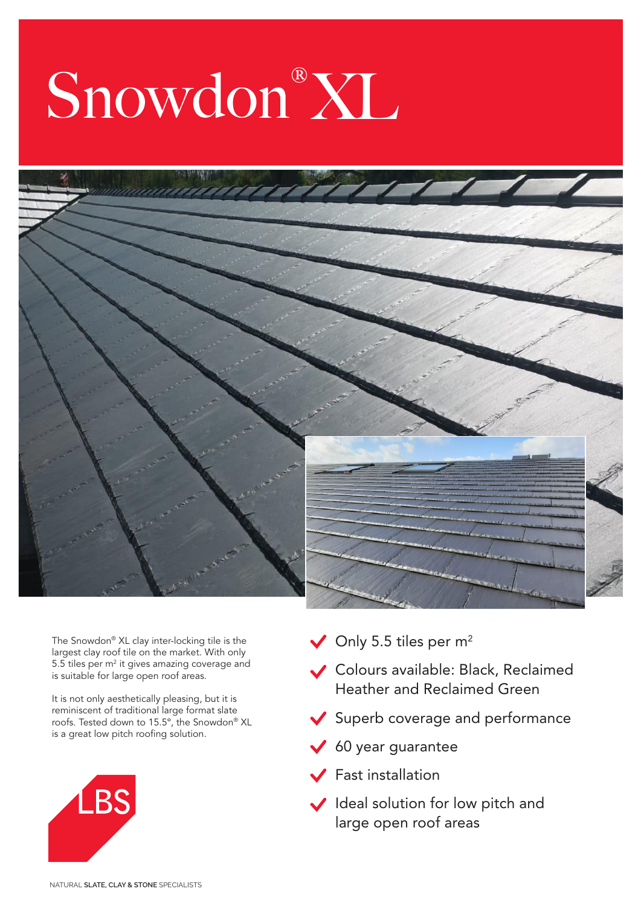# Snowdon® XL

The Snowdon® XL clay inter-locking tile is the largest clay roof tile on the market. With only 5.5 tiles per m² it gives amazing coverage and is suitable for large open roof areas.

It is not only aesthetically pleasing, but it is reminiscent of traditional large format slate roofs. Tested down to 15.5°, the Snowdon® XL is a great low pitch roofing solution.

- Only 5.5 tiles per m²
- Colours available: Black, Reclaimed Heather and Reclaimed Green
- Superb coverage and performance
- 60 year guarantee
- Fast installation
- Ideal solution for low pitch and large open roof areas

LBS

NATURAL **SLATE, CLAY & STONE** SPECIALISTS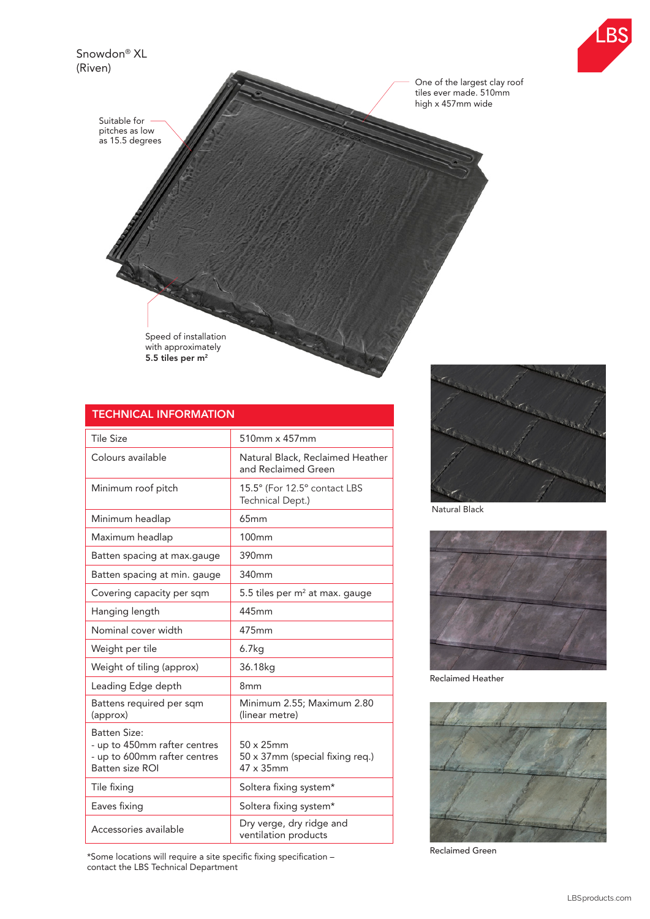Snowdon® XL
(Riven)

Suitable for pitches as low as 15.5 degrees

One of the largest clay roof tiles ever made. 510mm high x 457mm wide

Speed of installation with approximately **5.5 tiles per m²**

## TECHNICAL INFORMATION

| | |
|---|---|
| Tile Size | 510mm x 457mm |
| Colours available | Natural Black, Reclaimed Heather and Reclaimed Green |
| Minimum roof pitch | 15.5° (For 12.5° contact LBS Technical Dept.) |
| Minimum headlap | 65mm |
| Maximum headlap | 100mm |
| Batten spacing at max.gauge | 390mm |
| Batten spacing at min. gauge | 340mm |
| Covering capacity per sqm | 5.5 tiles per m² at max. gauge |
| Hanging length | 445mm |
| Nominal cover width | 475mm |
| Weight per tile | 6.7kg |
| Weight of tiling (approx) | 36.18kg |
| Leading Edge depth | 8mm |
| Battens required per sqm (approx) | Minimum 2.55; Maximum 2.80 (linear metre) |
| Batten Size:<br>- up to 450mm rafter centres<br>- up to 600mm rafter centres<br>Batten size ROI | <br>50 x 25mm<br>50 x 37mm (special fixing req.)<br>47 x 35mm |
| Tile fixing | Soltera fixing system* |
| Eaves fixing | Soltera fixing system* |
| Accessories available | Dry verge, dry ridge and ventilation products |

*Some locations will require a site specific fixing specification – contact the LBS Technical Department

Natural Black

Reclaimed Heather

Reclaimed Green